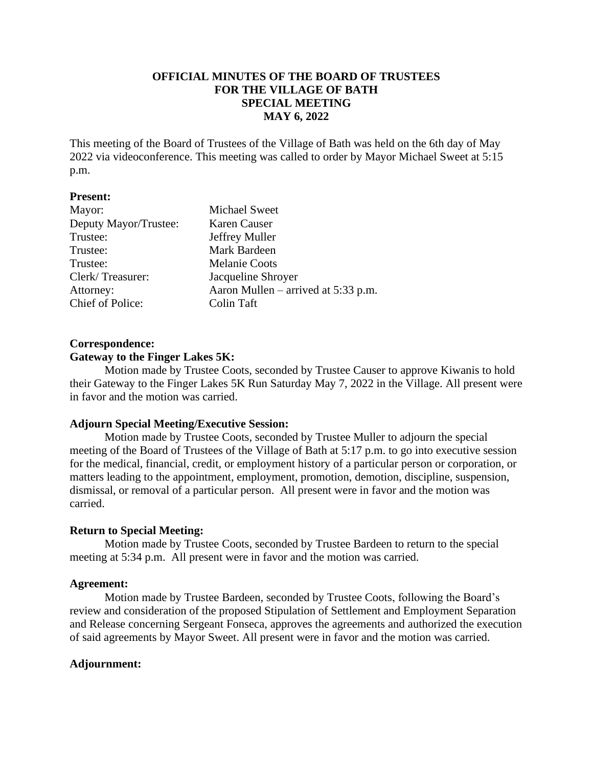**OFFICIAL MINUTES OF THE BOARD OF TRUSTEES**
**FOR THE VILLAGE OF BATH**
**SPECIAL MEETING**
**MAY 6, 2022**

This meeting of the Board of Trustees of the Village of Bath was held on the 6th day of May 2022 via videoconference. This meeting was called to order by Mayor Michael Sweet at 5:15 p.m.

**Present:**

| | |
|---|---|
| Mayor: | Michael Sweet |
| Deputy Mayor/Trustee: | Karen Causer |
| Trustee: | Jeffrey Muller |
| Trustee: | Mark Bardeen |
| Trustee: | Melanie Coots |
| Clerk/ Treasurer: | Jacqueline Shroyer |
| Attorney: | Aaron Mullen – arrived at 5:33 p.m. |
| Chief of Police: | Colin Taft |

**Correspondence:**

**Gateway to the Finger Lakes 5K:**

Motion made by Trustee Coots, seconded by Trustee Causer to approve Kiwanis to hold their Gateway to the Finger Lakes 5K Run Saturday May 7, 2022 in the Village. All present were in favor and the motion was carried.

**Adjourn Special Meeting/Executive Session:**

Motion made by Trustee Coots, seconded by Trustee Muller to adjourn the special meeting of the Board of Trustees of the Village of Bath at 5:17 p.m. to go into executive session for the medical, financial, credit, or employment history of a particular person or corporation, or matters leading to the appointment, employment, promotion, demotion, discipline, suspension, dismissal, or removal of a particular person. All present were in favor and the motion was carried.

**Return to Special Meeting:**

Motion made by Trustee Coots, seconded by Trustee Bardeen to return to the special meeting at 5:34 p.m. All present were in favor and the motion was carried.

**Agreement:**

Motion made by Trustee Bardeen, seconded by Trustee Coots, following the Board's review and consideration of the proposed Stipulation of Settlement and Employment Separation and Release concerning Sergeant Fonseca, approves the agreements and authorized the execution of said agreements by Mayor Sweet. All present were in favor and the motion was carried.

**Adjournment:**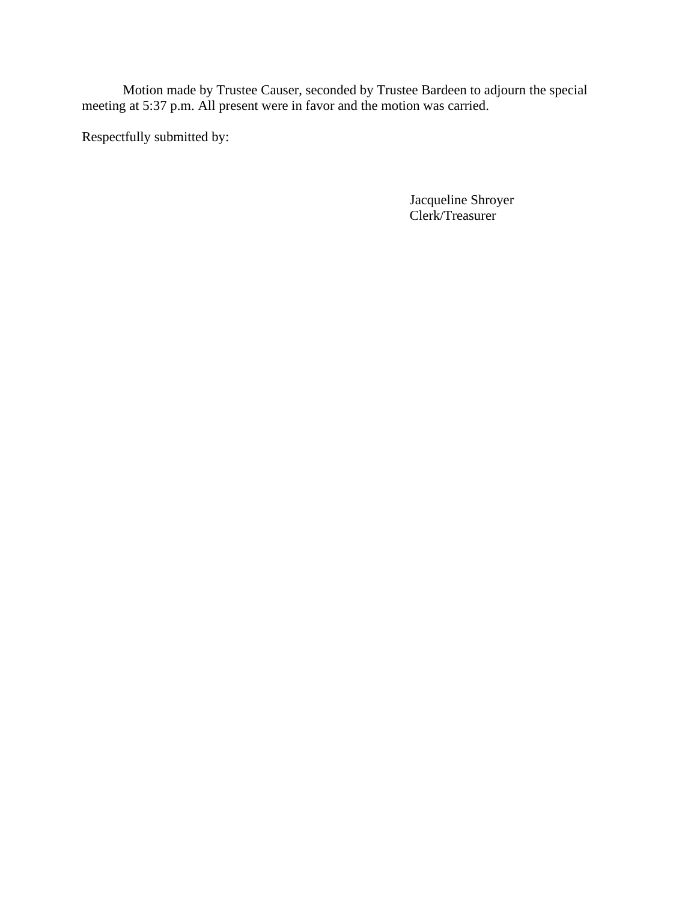Motion made by Trustee Causer, seconded by Trustee Bardeen to adjourn the special meeting at 5:37 p.m. All present were in favor and the motion was carried.

Respectfully submitted by:

Jacqueline Shroyer
Clerk/Treasurer